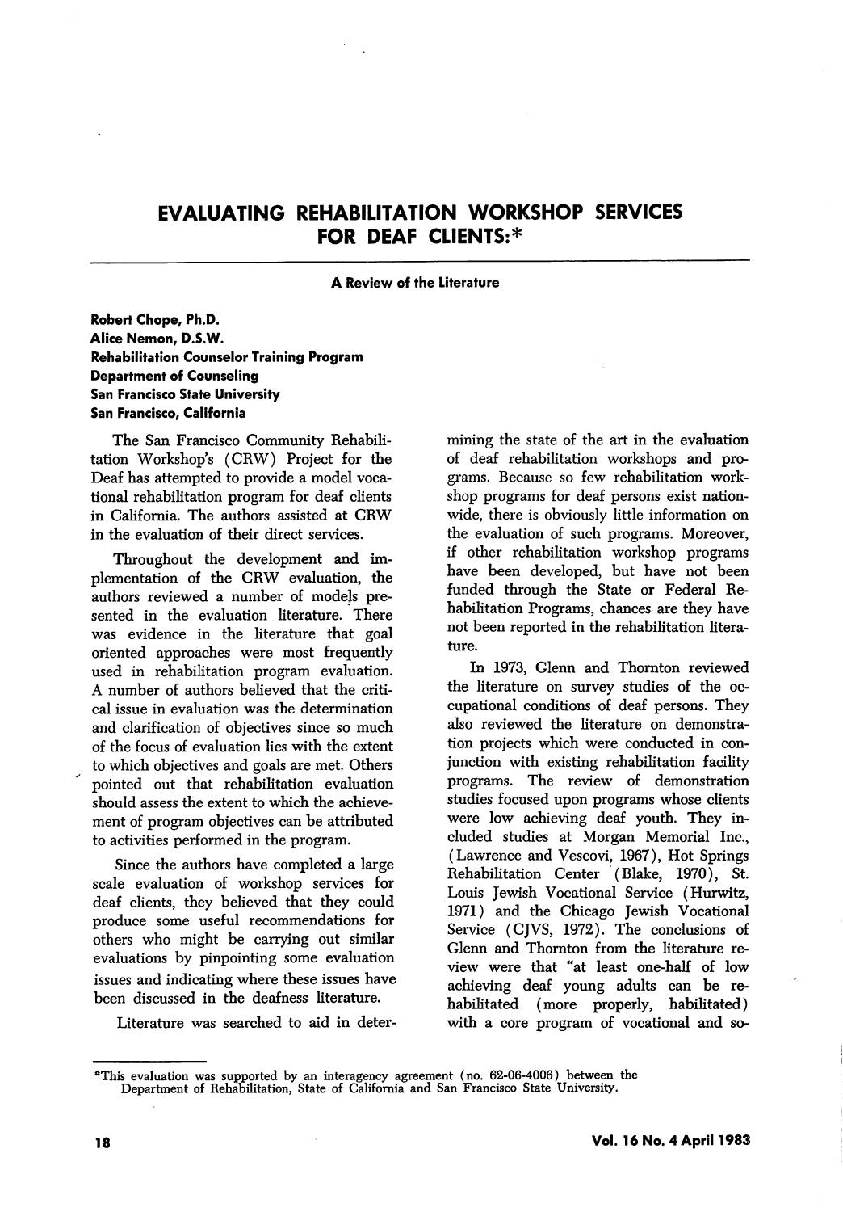# EVALUATING REHABILITATION WORKSHOP SERVICES FOR DEAF CLIENTS:*

## A Review of the Literature

**Robert Chope, Ph.D.**
**Alice Nemon, D.S.W.**
**Rehabilitation Counselor Training Program**
**Department of Counseling**
**San Francisco State University**
**San Francisco, California**

The San Francisco Community Rehabilitation Workshop's (CRW) Project for the Deaf has attempted to provide a model vocational rehabilitation program for deaf clients in California. The authors assisted at CRW in the evaluation of their direct services.

Throughout the development and implementation of the CRW evaluation, the authors reviewed a number of models presented in the evaluation literature. There was evidence in the literature that goal oriented approaches were most frequently used in rehabilitation program evaluation. A number of authors believed that the critical issue in evaluation was the determination and clarification of objectives since so much of the focus of evaluation lies with the extent to which objectives and goals are met. Others pointed out that rehabilitation evaluation should assess the extent to which the achievement of program objectives can be attributed to activities performed in the program.

Since the authors have completed a large scale evaluation of workshop services for deaf clients, they believed that they could produce some useful recommendations for others who might be carrying out similar evaluations by pinpointing some evaluation issues and indicating where these issues have been discussed in the deafness literature.

Literature was searched to aid in determining the state of the art in the evaluation of deaf rehabilitation workshops and programs. Because so few rehabilitation workshop programs for deaf persons exist nationwide, there is obviously little information on the evaluation of such programs. Moreover, if other rehabilitation workshop programs have been developed, but have not been funded through the State or Federal Rehabilitation Programs, chances are they have not been reported in the rehabilitation literature.

In 1973, Glenn and Thornton reviewed the literature on survey studies of the occupational conditions of deaf persons. They also reviewed the literature on demonstration projects which were conducted in conjunction with existing rehabilitation facility programs. The review of demonstration studies focused upon programs whose clients were low achieving deaf youth. They included studies at Morgan Memorial Inc., (Lawrence and Vescovi, 1967), Hot Springs Rehabilitation Center (Blake, 1970), St. Louis Jewish Vocational Service (Hurwitz, 1971) and the Chicago Jewish Vocational Service (CJVS, 1972). The conclusions of Glenn and Thornton from the literature review were that "at least one-half of low achieving deaf young adults can be rehabilitated (more properly, habilitated) with a core program of vocational and so-

---

*This evaluation was supported by an interagency agreement (no. 62-06-4006) between the Department of Rehabilitation, State of California and San Francisco State University.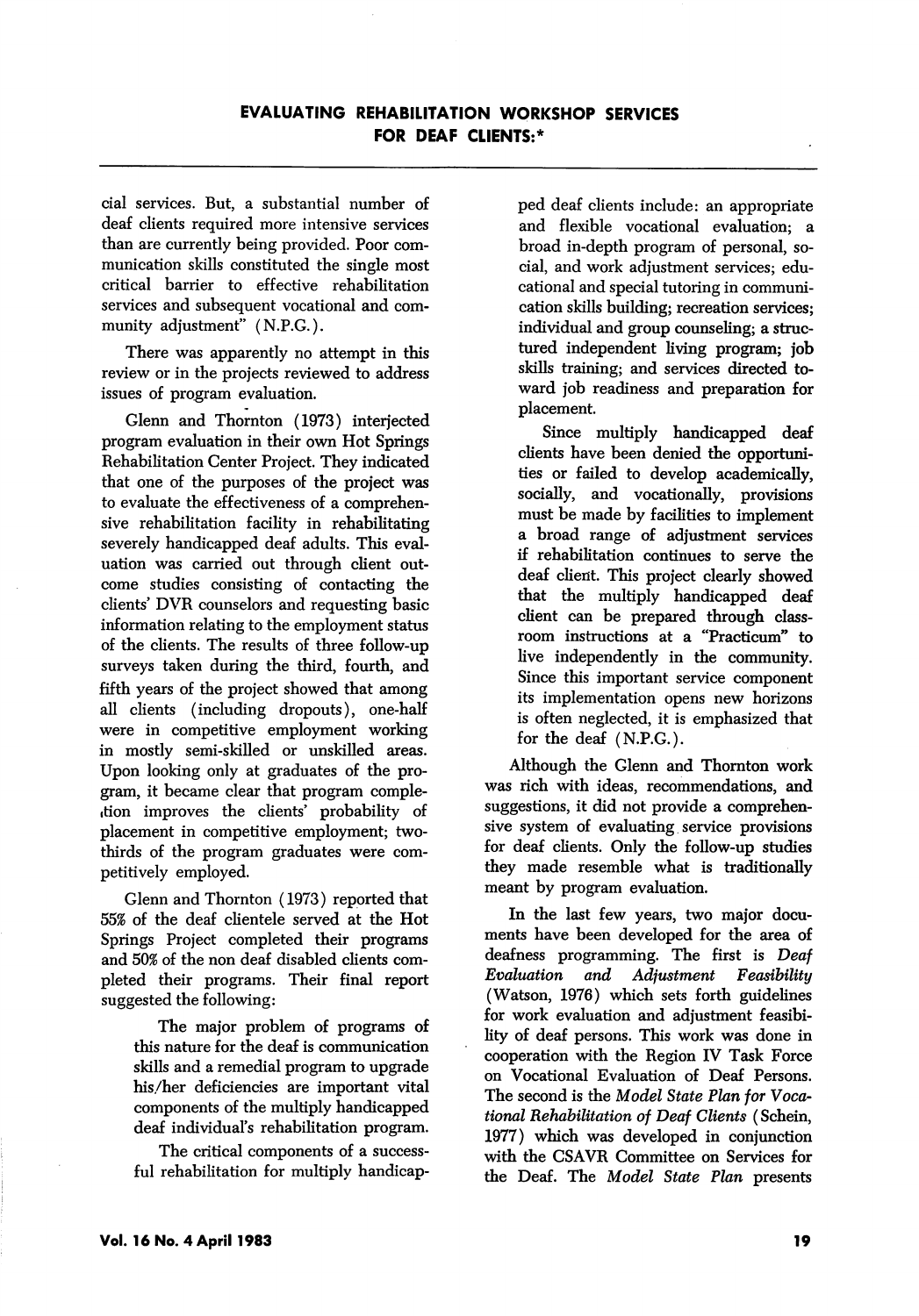cial services. But, a substantial number of deaf clients required more intensive services than are currently being provided. Poor communication skills constituted the single most critical barrier to effective rehabilitation services and subsequent vocational and community adjustment" (N.P.G.).

There was apparently no attempt in this review or in the projects reviewed to address issues of program evaluation.

Glenn and Thornton (1973) interjected program evaluation in their own Hot Springs Rehabilitation Center Project. They indicated that one of the purposes of the project was to evaluate the effectiveness of a comprehensive rehabilitation facility in rehabilitating severely handicapped deaf adults. This evaluation was carried out through client outcome studies consisting of contacting the clients' DVR counselors and requesting basic information relating to the employment status of the clients. The results of three follow-up surveys taken during the third, fourth, and fifth years of the project showed that among all clients (including dropouts), one-half were in competitive employment working in mostly semi-skilled or unskilled areas. Upon looking only at graduates of the program, it became clear that program completion improves the clients' probability of placement in competitive employment; two-thirds of the program graduates were competitively employed.

Glenn and Thornton (1973) reported that 55% of the deaf clientele served at the Hot Springs Project completed their programs and 50% of the non deaf disabled clients completed their programs. Their final report suggested the following:

> The major problem of programs of this nature for the deaf is communication skills and a remedial program to upgrade his/her deficiencies are important vital components of the multiply handicapped deaf individual's rehabilitation program.
>
> The critical components of a successful rehabilitation for multiply handicapped deaf clients include: an appropriate and flexible vocational evaluation; a broad in-depth program of personal, social, and work adjustment services; educational and special tutoring in communication skills building; recreation services; individual and group counseling; a structured independent living program; job skills training; and services directed toward job readiness and preparation for placement.
>
> Since multiply handicapped deaf clients have been denied the opportunities or failed to develop academically, socially, and vocationally, provisions must be made by facilities to implement a broad range of adjustment services if rehabilitation continues to serve the deaf client. This project clearly showed that the multiply handicapped deaf client can be prepared through classroom instructions at a "Practicum" to live independently in the community. Since this important service component its implementation opens new horizons is often neglected, it is emphasized that for the deaf (N.P.G.).

Although the Glenn and Thornton work was rich with ideas, recommendations, and suggestions, it did not provide a comprehensive system of evaluating service provisions for deaf clients. Only the follow-up studies they made resemble what is traditionally meant by program evaluation.

In the last few years, two major documents have been developed for the area of deafness programming. The first is *Deaf Evaluation and Adjustment Feasibility* (Watson, 1976) which sets forth guidelines for work evaluation and adjustment feasibility of deaf persons. This work was done in cooperation with the Region IV Task Force on Vocational Evaluation of Deaf Persons. The second is the *Model State Plan for Vocational Rehabilitation of Deaf Clients* (Schein, 1977) which was developed in conjunction with the CSAVR Committee on Services for the Deaf. The *Model State Plan* presents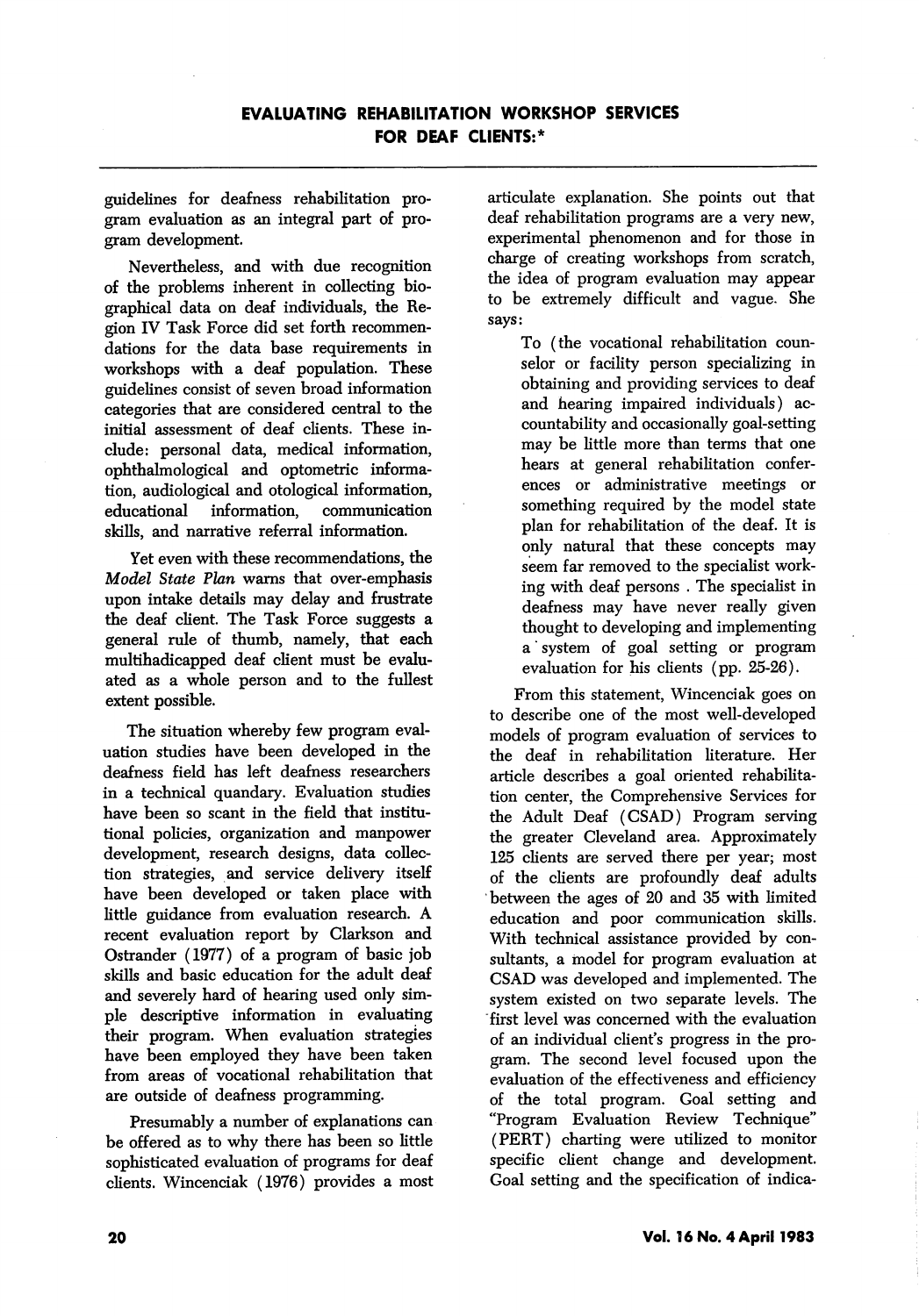guidelines for deafness rehabilitation program evaluation as an integral part of program development.

Nevertheless, and with due recognition of the problems inherent in collecting biographical data on deaf individuals, the Region IV Task Force did set forth recommendations for the data base requirements in workshops with a deaf population. These guidelines consist of seven broad information categories that are considered central to the initial assessment of deaf clients. These include: personal data, medical information, ophthalmological and optometric information, audiological and otological information, educational information, communication skills, and narrative referral information.

Yet even with these recommendations, the *Model State Plan* warns that over-emphasis upon intake details may delay and frustrate the deaf client. The Task Force suggests a general rule of thumb, namely, that each multihadicapped deaf client must be evaluated as a whole person and to the fullest extent possible.

The situation whereby few program evaluation studies have been developed in the deafness field has left deafness researchers in a technical quandary. Evaluation studies have been so scant in the field that institutional policies, organization and manpower development, research designs, data collection strategies, and service delivery itself have been developed or taken place with little guidance from evaluation research. A recent evaluation report by Clarkson and Ostrander (1977) of a program of basic job skills and basic education for the adult deaf and severely hard of hearing used only simple descriptive information in evaluating their program. When evaluation strategies have been employed they have been taken from areas of vocational rehabilitation that are outside of deafness programming.

Presumably a number of explanations can be offered as to why there has been so little sophisticated evaluation of programs for deaf clients. Wincenciak (1976) provides a most articulate explanation. She points out that deaf rehabilitation programs are a very new, experimental phenomenon and for those in charge of creating workshops from scratch, the idea of program evaluation may appear to be extremely difficult and vague. She says:

> To (the vocational rehabilitation counselor or facility person specializing in obtaining and providing services to deaf and hearing impaired individuals) accountability and occasionally goal-setting may be little more than terms that one hears at general rehabilitation conferences or administrative meetings or something required by the model state plan for rehabilitation of the deaf. It is only natural that these concepts may seem far removed to the specialist working with deaf persons . The specialist in deafness may have never really given thought to developing and implementing a system of goal setting or program evaluation for his clients (pp. 25-26).

From this statement, Wincenciak goes on to describe one of the most well-developed models of program evaluation of services to the deaf in rehabilitation literature. Her article describes a goal oriented rehabilitation center, the Comprehensive Services for the Adult Deaf (CSAD) Program serving the greater Cleveland area. Approximately 125 clients are served there per year; most of the clients are profoundly deaf adults between the ages of 20 and 35 with limited education and poor communication skills. With technical assistance provided by consultants, a model for program evaluation at CSAD was developed and implemented. The system existed on two separate levels. The first level was concerned with the evaluation of an individual client's progress in the program. The second level focused upon the evaluation of the effectiveness and efficiency of the total program. Goal setting and "Program Evaluation Review Technique" (PERT) charting were utilized to monitor specific client change and development. Goal setting and the specification of indica-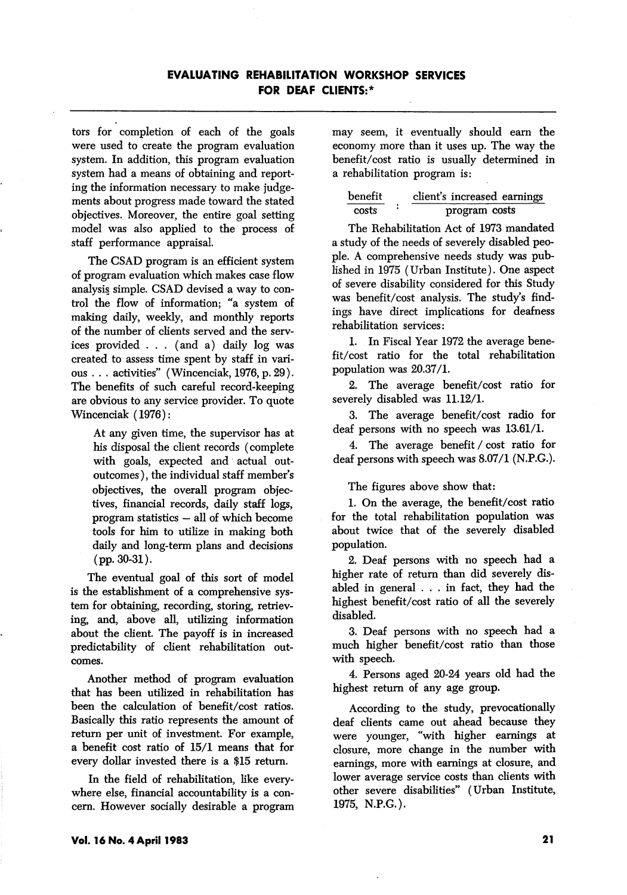tors for completion of each of the goals were used to create the program evaluation system. In addition, this program evaluation system had a means of obtaining and reporting the information necessary to make judgements about progress made toward the stated objectives. Moreover, the entire goal setting model was also applied to the process of staff performance appraisal.

The CSAD program is an efficient system of program evaluation which makes case flow analysis simple. CSAD devised a way to control the flow of information; "a system of making daily, weekly, and monthly reports of the number of clients served and the services provided . . . (and a) daily log was created to assess time spent by staff in various . . . activities" (Wincenciak, 1976, p. 29). The benefits of such careful record-keeping are obvious to any service provider. To quote Wincenciak (1976):

> At any given time, the supervisor has at his disposal the client records (complete with goals, expected and actual out-outcomes), the individual staff member's objectives, the overall program objectives, financial records, daily staff logs, program statistics – all of which become tools for him to utilize in making both daily and long-term plans and decisions (pp. 30-31).

The eventual goal of this sort of model is the establishment of a comprehensive system for obtaining, recording, storing, retrieving, and, above all, utilizing information about the client. The payoff is in increased predictability of client rehabilitation outcomes.

Another method of program evaluation that has been utilized in rehabilitation has been the calculation of benefit/cost ratios. Basically this ratio represents the amount of return per unit of investment. For example, a benefit cost ratio of 15/1 means that for every dollar invested there is a $15 return.

In the field of rehabilitation, like everywhere else, financial accountability is a concern. However socially desirable a program may seem, it eventually should earn the economy more than it uses up. The way the benefit/cost ratio is usually determined in a rehabilitation program is:

$$\frac{\text{benefit}}{\text{costs}} : \frac{\text{client's increased earnings}}{\text{program costs}}$$

The Rehabilitation Act of 1973 mandated a study of the needs of severely disabled people. A comprehensive needs study was published in 1975 (Urban Institute). One aspect of severe disability considered for this Study was benefit/cost analysis. The study's findings have direct implications for deafness rehabilitation services:

1. In Fiscal Year 1972 the average benefit/cost ratio for the total rehabilitation population was 20.37/1.
2. The average benefit/cost ratio for severely disabled was 11.12/1.
3. The average benefit/cost radio for deaf persons with no speech was 13.61/1.
4. The average benefit / cost ratio for deaf persons with speech was 8.07/1 (N.P.G.).

The figures above show that:

1. On the average, the benefit/cost ratio for the total rehabilitation population was about twice that of the severely disabled population.
2. Deaf persons with no speech had a higher rate of return than did severely disabled in general . . . in fact, they had the highest benefit/cost ratio of all the severely disabled.
3. Deaf persons with no speech had a much higher benefit/cost ratio than those with speech.
4. Persons aged 20-24 years old had the highest return of any age group.

According to the study, prevocationally deaf clients came out ahead because they were younger, "with higher earnings at closure, more change in the number with earnings, more with earnings at closure, and lower average service costs than clients with other severe disabilities" (Urban Institute, 1975, N.P.G.).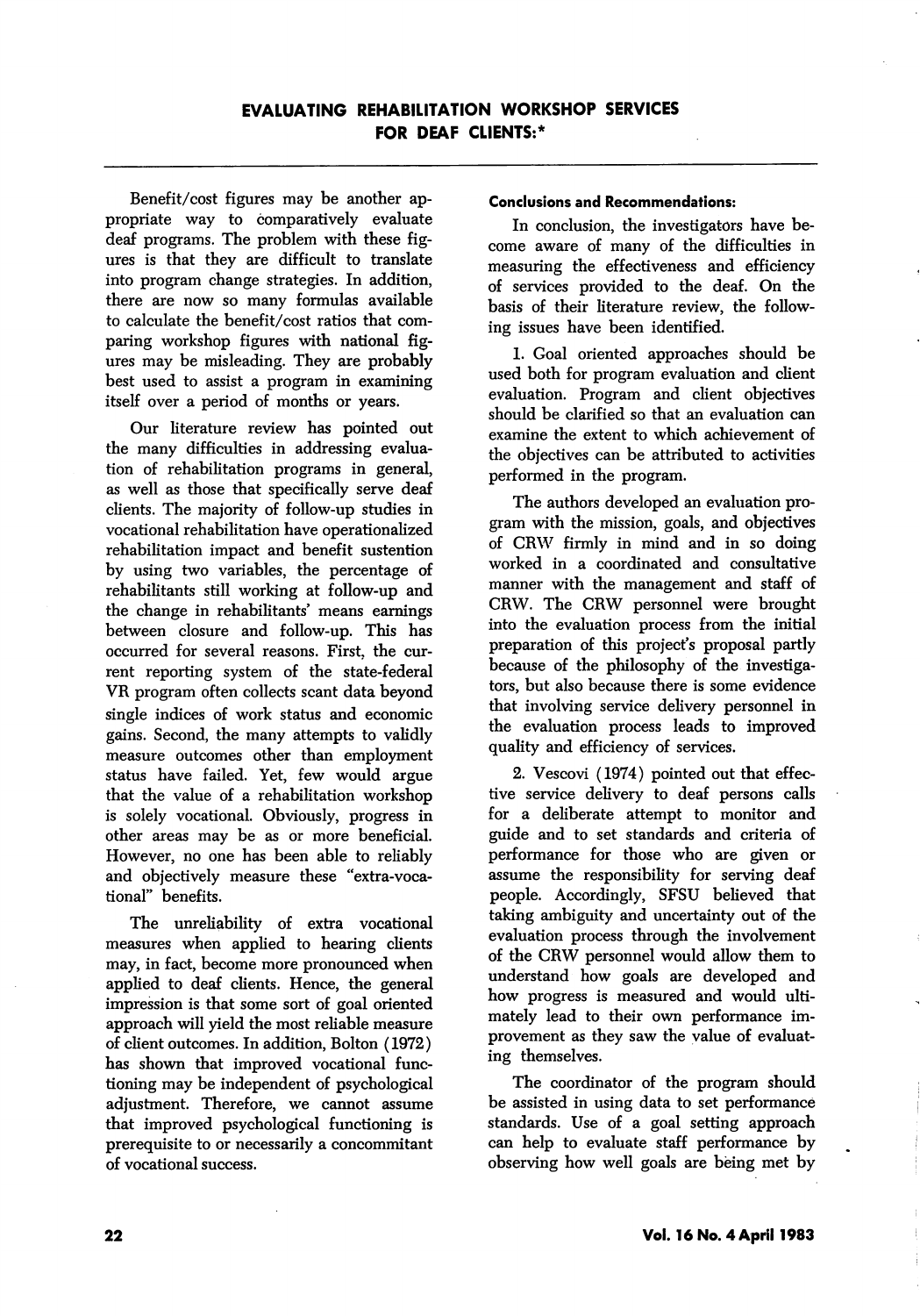Benefit/cost figures may be another appropriate way to comparatively evaluate deaf programs. The problem with these figures is that they are difficult to translate into program change strategies. In addition, there are now so many formulas available to calculate the benefit/cost ratios that comparing workshop figures with national figures may be misleading. They are probably best used to assist a program in examining itself over a period of months or years.

Our literature review has pointed out the many difficulties in addressing evaluation of rehabilitation programs in general, as well as those that specifically serve deaf clients. The majority of follow-up studies in vocational rehabilitation have operationalized rehabilitation impact and benefit sustention by using two variables, the percentage of rehabilitants still working at follow-up and the change in rehabilitants' means earnings between closure and follow-up. This has occurred for several reasons. First, the current reporting system of the state-federal VR program often collects scant data beyond single indices of work status and economic gains. Second, the many attempts to validly measure outcomes other than employment status have failed. Yet, few would argue that the value of a rehabilitation workshop is solely vocational. Obviously, progress in other areas may be as or more beneficial. However, no one has been able to reliably and objectively measure these "extra-vocational" benefits.

The unreliability of extra vocational measures when applied to hearing clients may, in fact, become more pronounced when applied to deaf clients. Hence, the general impression is that some sort of goal oriented approach will yield the most reliable measure of client outcomes. In addition, Bolton (1972) has shown that improved vocational functioning may be independent of psychological adjustment. Therefore, we cannot assume that improved psychological functioning is prerequisite to or necessarily a concommitant of vocational success.

**Conclusions and Recommendations:**

In conclusion, the investigators have become aware of many of the difficulties in measuring the effectiveness and efficiency of services provided to the deaf. On the basis of their literature review, the following issues have been identified.

1. Goal oriented approaches should be used both for program evaluation and client evaluation. Program and client objectives should be clarified so that an evaluation can examine the extent to which achievement of the objectives can be attributed to activities performed in the program.

The authors developed an evaluation program with the mission, goals, and objectives of CRW firmly in mind and in so doing worked in a coordinated and consultative manner with the management and staff of CRW. The CRW personnel were brought into the evaluation process from the initial preparation of this project's proposal partly because of the philosophy of the investigators, but also because there is some evidence that involving service delivery personnel in the evaluation process leads to improved quality and efficiency of services.

2. Vescovi (1974) pointed out that effective service delivery to deaf persons calls for a deliberate attempt to monitor and guide and to set standards and criteria of performance for those who are given or assume the responsibility for serving deaf people. Accordingly, SFSU believed that taking ambiguity and uncertainty out of the evaluation process through the involvement of the CRW personnel would allow them to understand how goals are developed and how progress is measured and would ultimately lead to their own performance improvement as they saw the value of evaluating themselves.

The coordinator of the program should be assisted in using data to set performance standards. Use of a goal setting approach can help to evaluate staff performance by observing how well goals are being met by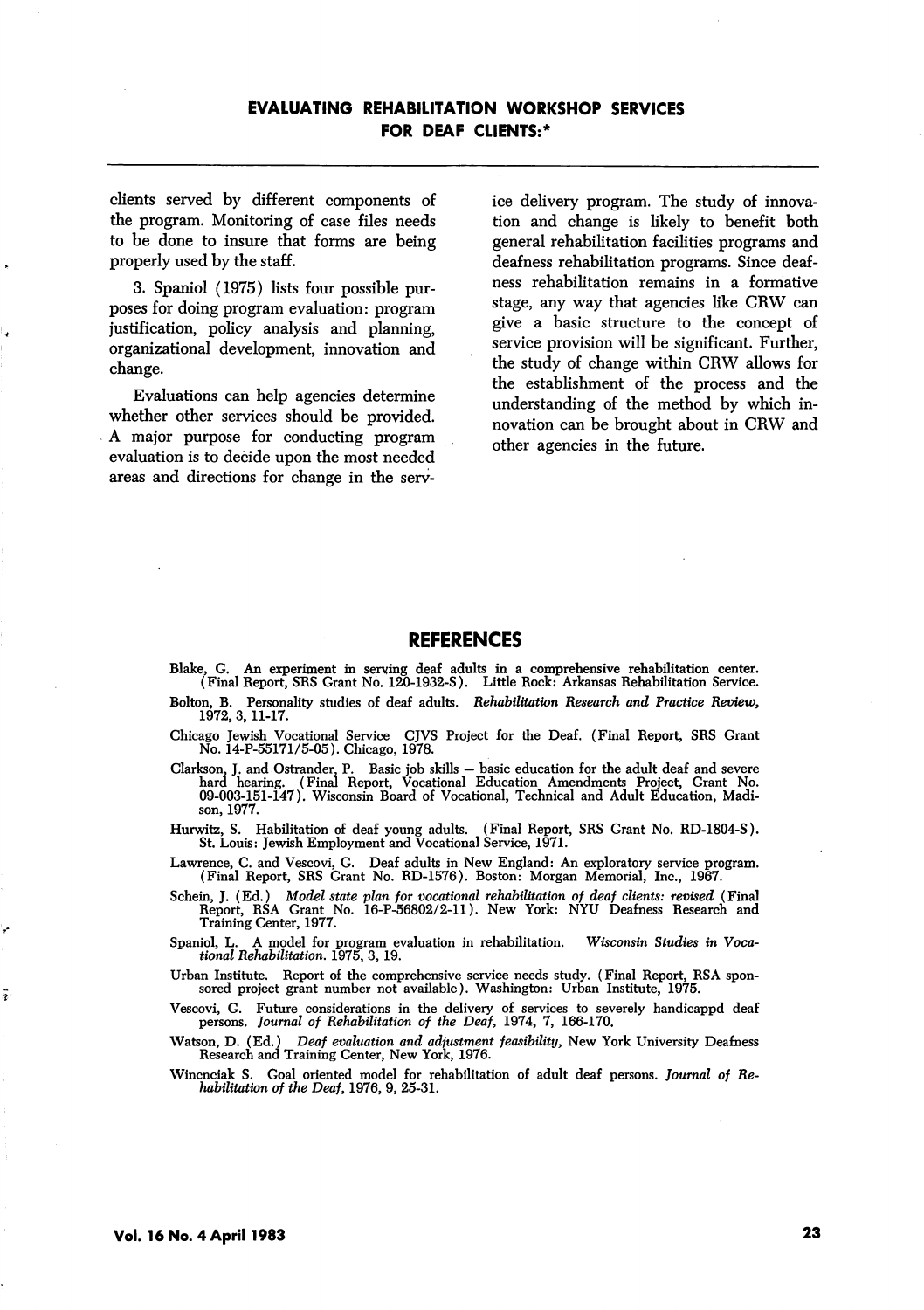clients served by different components of the program. Monitoring of case files needs to be done to insure that forms are being properly used by the staff.

3. Spaniol (1975) lists four possible purposes for doing program evaluation: program justification, policy analysis and planning, organizational development, innovation and change.

Evaluations can help agencies determine whether other services should be provided. A major purpose for conducting program evaluation is to decide upon the most needed areas and directions for change in the service delivery program. The study of innovation and change is likely to benefit both general rehabilitation facilities programs and deafness rehabilitation programs. Since deafness rehabilitation remains in a formative stage, any way that agencies like CRW can give a basic structure to the concept of service provision will be significant. Further, the study of change within CRW allows for the establishment of the process and the understanding of the method by which innovation can be brought about in CRW and other agencies in the future.

## REFERENCES

Blake, G. An experiment in serving deaf adults in a comprehensive rehabilitation center. (Final Report, SRS Grant No. 120-1932-S). Little Rock: Arkansas Rehabilitation Service.

Bolton, B. Personality studies of deaf adults. *Rehabilitation Research and Practice Review*, 1972, 3, 11-17.

Chicago Jewish Vocational Service CJVS Project for the Deaf. (Final Report, SRS Grant No. 14-P-55171/5-05). Chicago, 1978.

Clarkson, J. and Ostrander, P. Basic job skills – basic education for the adult deaf and severe hard hearing. (Final Report, Vocational Education Amendments Project, Grant No. 09-003-151-147). Wisconsin Board of Vocational, Technical and Adult Education, Madison, 1977.

Hurwitz, S. Habilitation of deaf young adults. (Final Report, SRS Grant No. RD-1804-S). St. Louis: Jewish Employment and Vocational Service, 1971.

Lawrence, C. and Vescovi, G. Deaf adults in New England: An exploratory service program. (Final Report, SRS Grant No. RD-1576). Boston: Morgan Memorial, Inc., 1967.

Schein, J. (Ed.) *Model state plan for vocational rehabilitation of deaf clients: revised* (Final Report, RSA Grant No. 16-P-56802/2-11). New York: NYU Deafness Research and Training Center, 1977.

Spaniol, L. A model for program evaluation in rehabilitation. *Wisconsin Studies in Vocational Rehabilitation*. 1975, 3, 19.

Urban Institute. Report of the comprehensive service needs study. (Final Report, RSA sponsored project grant number not available). Washington: Urban Institute, 1975.

Vescovi, G. Future considerations in the delivery of services to severely handicappd deaf persons. *Journal of Rehabilitation of the Deaf*, 1974, 7, 166-170.

Watson, D. (Ed.) *Deaf evaluation and adjustment feasibility*, New York University Deafness Research and Training Center, New York, 1976.

Wincnciak S. Goal oriented model for rehabilitation of adult deaf persons. *Journal of Rehabilitation of the Deaf*, 1976, 9, 25-31.